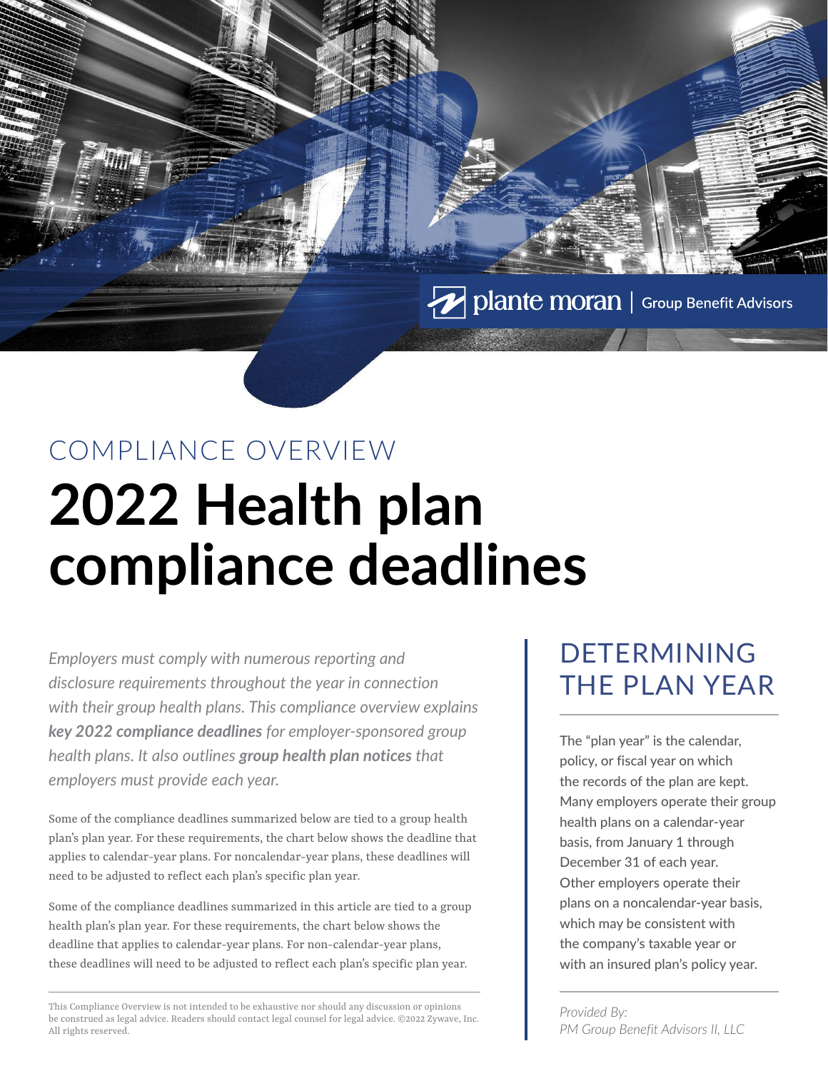plante moran | Group Benefit Advisors

COMPLIANCE OVERVIEW

# 2022 Health plan compliance deadlines

*Employers must comply with numerous reporting and disclosure requirements throughout the year in connection with their group health plans. This compliance overview explains **key 2022 compliance deadlines** for employer-sponsored group health plans. It also outlines **group health plan notices** that employers must provide each year.*

Some of the compliance deadlines summarized below are tied to a group health plan's plan year. For these requirements, the chart below shows the deadline that applies to calendar-year plans. For noncalendar-year plans, these deadlines will need to be adjusted to reflect each plan's specific plan year.

Some of the compliance deadlines summarized in this article are tied to a group health plan's plan year. For these requirements, the chart below shows the deadline that applies to calendar-year plans. For non-calendar-year plans, these deadlines will need to be adjusted to reflect each plan's specific plan year.

## DETERMINING THE PLAN YEAR

The "plan year" is the calendar, policy, or fiscal year on which the records of the plan are kept. Many employers operate their group health plans on a calendar-year basis, from January 1 through December 31 of each year. Other employers operate their plans on a noncalendar-year basis, which may be consistent with the company's taxable year or with an insured plan's policy year.

*Provided By:*
*PM Group Benefit Advisors II, LLC*

This Compliance Overview is not intended to be exhaustive nor should any discussion or opinions be construed as legal advice. Readers should contact legal counsel for legal advice. ©2022 Zywave, Inc. All rights reserved.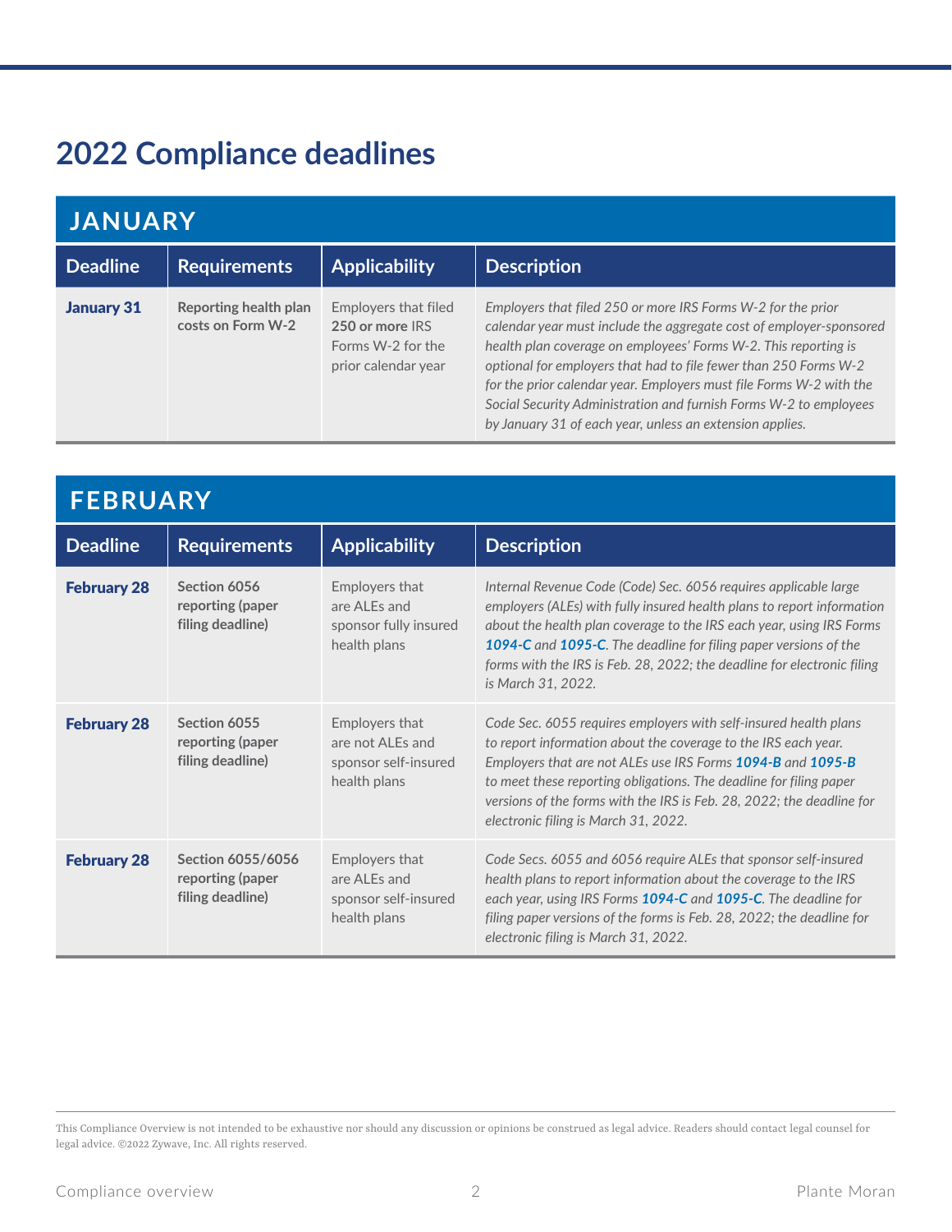# 2022 Compliance deadlines

## JANUARY

| Deadline | Requirements | Applicability | Description |
|---|---|---|---|
| **January 31** | **Reporting health plan costs on Form W-2** | Employers that filed **250 or more** IRS Forms W-2 for the prior calendar year | *Employers that filed 250 or more IRS Forms W-2 for the prior calendar year must include the aggregate cost of employer-sponsored health plan coverage on employees' Forms W-2. This reporting is optional for employers that had to file fewer than 250 Forms W-2 for the prior calendar year. Employers must file Forms W-2 with the Social Security Administration and furnish Forms W-2 to employees by January 31 of each year, unless an extension applies.* |

## FEBRUARY

| Deadline | Requirements | Applicability | Description |
|---|---|---|---|
| **February 28** | **Section 6056 reporting (paper filing deadline)** | Employers that are ALEs and sponsor fully insured health plans | *Internal Revenue Code (Code) Sec. 6056 requires applicable large employers (ALEs) with fully insured health plans to report information about the health plan coverage to the IRS each year, using IRS Forms **1094-C** and **1095-C**. The deadline for filing paper versions of the forms with the IRS is Feb. 28, 2022; the deadline for electronic filing is March 31, 2022.* |
| **February 28** | **Section 6055 reporting (paper filing deadline)** | Employers that are not ALEs and sponsor self-insured health plans | *Code Sec. 6055 requires employers with self-insured health plans to report information about the coverage to the IRS each year. Employers that are not ALEs use IRS Forms **1094-B** and **1095-B** to meet these reporting obligations. The deadline for filing paper versions of the forms with the IRS is Feb. 28, 2022; the deadline for electronic filing is March 31, 2022.* |
| **February 28** | **Section 6055/6056 reporting (paper filing deadline)** | Employers that are ALEs and sponsor self-insured health plans | *Code Secs. 6055 and 6056 require ALEs that sponsor self-insured health plans to report information about the coverage to the IRS each year, using IRS Forms **1094-C** and **1095-C**. The deadline for filing paper versions of the forms is Feb. 28, 2022; the deadline for electronic filing is March 31, 2022.* |

This Compliance Overview is not intended to be exhaustive nor should any discussion or opinions be construed as legal advice. Readers should contact legal counsel for legal advice. ©2022 Zywave, Inc. All rights reserved.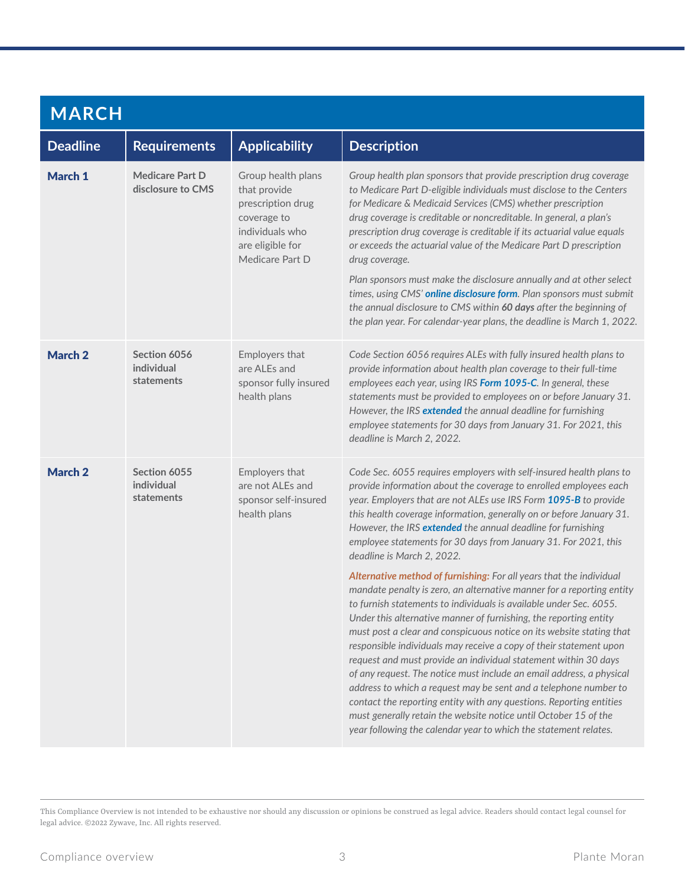## MARCH

| Deadline | Requirements | Applicability | Description |
|---|---|---|---|
| **March 1** | **Medicare Part D disclosure to CMS** | Group health plans that provide prescription drug coverage to individuals who are eligible for Medicare Part D | *Group health plan sponsors that provide prescription drug coverage to Medicare Part D-eligible individuals must disclose to the Centers for Medicare & Medicaid Services (CMS) whether prescription drug coverage is creditable or noncreditable. In general, a plan's prescription drug coverage is creditable if its actuarial value equals or exceeds the actuarial value of the Medicare Part D prescription drug coverage.*<br><br>*Plan sponsors must make the disclosure annually and at other select times, using CMS' **online disclosure form**. Plan sponsors must submit the annual disclosure to CMS within **60 days** after the beginning of the plan year. For calendar-year plans, the deadline is March 1, 2022.* |
| **March 2** | **Section 6056 individual statements** | Employers that are ALEs and sponsor fully insured health plans | *Code Section 6056 requires ALEs with fully insured health plans to provide information about health plan coverage to their full-time employees each year, using IRS **Form 1095-C**. In general, these statements must be provided to employees on or before January 31. However, the IRS **extended** the annual deadline for furnishing employee statements for 30 days from January 31. For 2021, this deadline is March 2, 2022.* |
| **March 2** | **Section 6055 individual statements** | Employers that are not ALEs and sponsor self-insured health plans | *Code Sec. 6055 requires employers with self-insured health plans to provide information about the coverage to enrolled employees each year. Employers that are not ALEs use IRS Form **1095-B** to provide this health coverage information, generally on or before January 31. However, the IRS **extended** the annual deadline for furnishing employee statements for 30 days from January 31. For 2021, this deadline is March 2, 2022.*<br><br>***Alternative method of furnishing:*** *For all years that the individual mandate penalty is zero, an alternative manner for a reporting entity to furnish statements to individuals is available under Sec. 6055. Under this alternative manner of furnishing, the reporting entity must post a clear and conspicuous notice on its website stating that responsible individuals may receive a copy of their statement upon request and must provide an individual statement within 30 days of any request. The notice must include an email address, a physical address to which a request may be sent and a telephone number to contact the reporting entity with any questions. Reporting entities must generally retain the website notice until October 15 of the year following the calendar year to which the statement relates.* |

This Compliance Overview is not intended to be exhaustive nor should any discussion or opinions be construed as legal advice. Readers should contact legal counsel for legal advice. ©2022 Zywave, Inc. All rights reserved.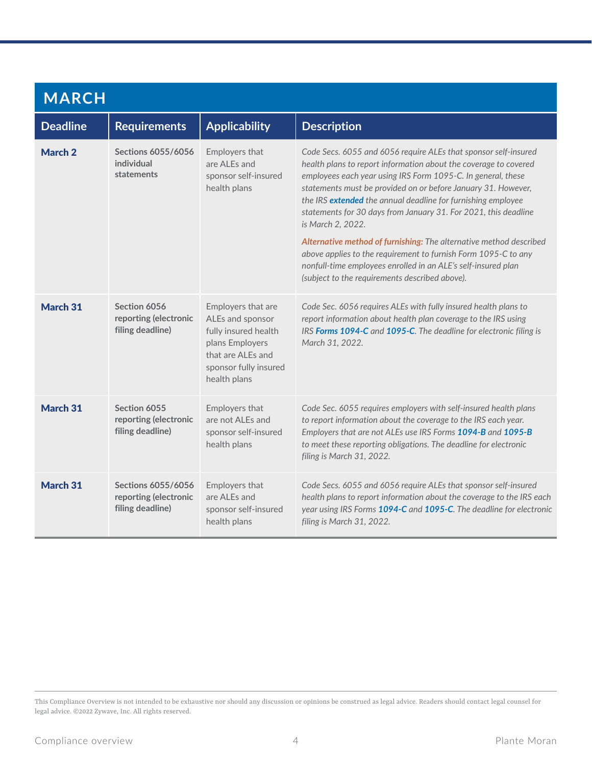## MARCH

| Deadline | Requirements | Applicability | Description |
|---|---|---|---|
| **March 2** | **Sections 6055/6056 individual statements** | Employers that are ALEs and sponsor self-insured health plans | *Code Secs. 6055 and 6056 require ALEs that sponsor self-insured health plans to report information about the coverage to covered employees each year using IRS Form 1095-C. In general, these statements must be provided on or before January 31. However, the IRS **extended** the annual deadline for furnishing employee statements for 30 days from January 31. For 2021, this deadline is March 2, 2022.*<br><br>***Alternative method of furnishing:*** *The alternative method described above applies to the requirement to furnish Form 1095-C to any nonfull-time employees enrolled in an ALE's self-insured plan (subject to the requirements described above).* |
| **March 31** | **Section 6056 reporting (electronic filing deadline)** | Employers that are ALEs and sponsor fully insured health plans Employers that are ALEs and sponsor fully insured health plans | *Code Sec. 6056 requires ALEs with fully insured health plans to report information about health plan coverage to the IRS using IRS **Forms 1094-C** and **1095-C**. The deadline for electronic filing is March 31, 2022.* |
| **March 31** | **Section 6055 reporting (electronic filing deadline)** | Employers that are not ALEs and sponsor self-insured health plans | *Code Sec. 6055 requires employers with self-insured health plans to report information about the coverage to the IRS each year. Employers that are not ALEs use IRS Forms **1094-B** and **1095-B** to meet these reporting obligations. The deadline for electronic filing is March 31, 2022.* |
| **March 31** | **Sections 6055/6056 reporting (electronic filing deadline)** | Employers that are ALEs and sponsor self-insured health plans | *Code Secs. 6055 and 6056 require ALEs that sponsor self-insured health plans to report information about the coverage to the IRS each year using IRS Forms **1094-C** and **1095-C**. The deadline for electronic filing is March 31, 2022.* |

This Compliance Overview is not intended to be exhaustive nor should any discussion or opinions be construed as legal advice. Readers should contact legal counsel for legal advice. ©2022 Zywave, Inc. All rights reserved.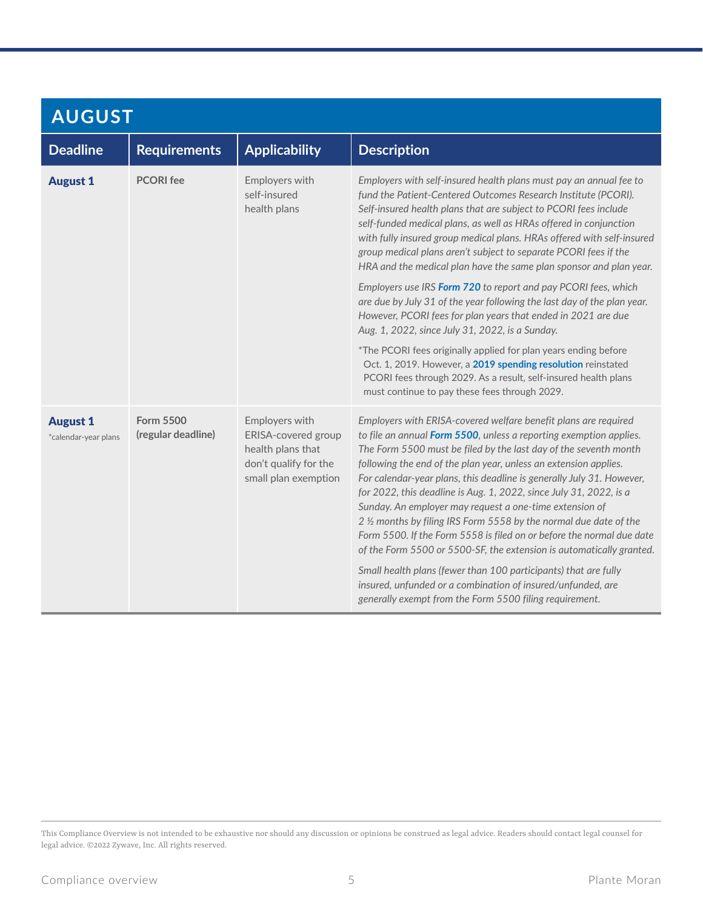## AUGUST

| Deadline | Requirements | Applicability | Description |
|---|---|---|---|
| **August 1** | **PCORI fee** | Employers with self-insured health plans | *Employers with self-insured health plans must pay an annual fee to fund the Patient-Centered Outcomes Research Institute (PCORI). Self-insured health plans that are subject to PCORI fees include self-funded medical plans, as well as HRAs offered in conjunction with fully insured group medical plans. HRAs offered with self-insured group medical plans aren't subject to separate PCORI fees if the HRA and the medical plan have the same plan sponsor and plan year.*<br><br>*Employers use IRS* ***Form 720*** *to report and pay PCORI fees, which are due by July 31 of the year following the last day of the plan year. However, PCORI fees for plan years that ended in 2021 are due Aug. 1, 2022, since July 31, 2022, is a Sunday.*<br><br>*The PCORI fees originally applied for plan years ending before Oct. 1, 2019. However, a **2019 spending resolution** reinstated PCORI fees through 2029. As a result, self-insured health plans must continue to pay these fees through 2029. |
| **August 1**<br>*calendar-year plans | **Form 5500 (regular deadline)** | Employers with ERISA-covered group health plans that don't qualify for the small plan exemption | *Employers with ERISA-covered welfare benefit plans are required to file an annual* ***Form 5500****, unless a reporting exemption applies. The Form 5500 must be filed by the last day of the seventh month following the end of the plan year, unless an extension applies. For calendar-year plans, this deadline is generally July 31. However, for 2022, this deadline is Aug. 1, 2022, since July 31, 2022, is a Sunday. An employer may request a one-time extension of 2 ½ months by filing IRS Form 5558 by the normal due date of the Form 5500. If the Form 5558 is filed on or before the normal due date of the Form 5500 or 5500-SF, the extension is automatically granted.*<br><br>*Small health plans (fewer than 100 participants) that are fully insured, unfunded or a combination of insured/unfunded, are generally exempt from the Form 5500 filing requirement.* |

This Compliance Overview is not intended to be exhaustive nor should any discussion or opinions be construed as legal advice. Readers should contact legal counsel for legal advice. ©2022 Zywave, Inc. All rights reserved.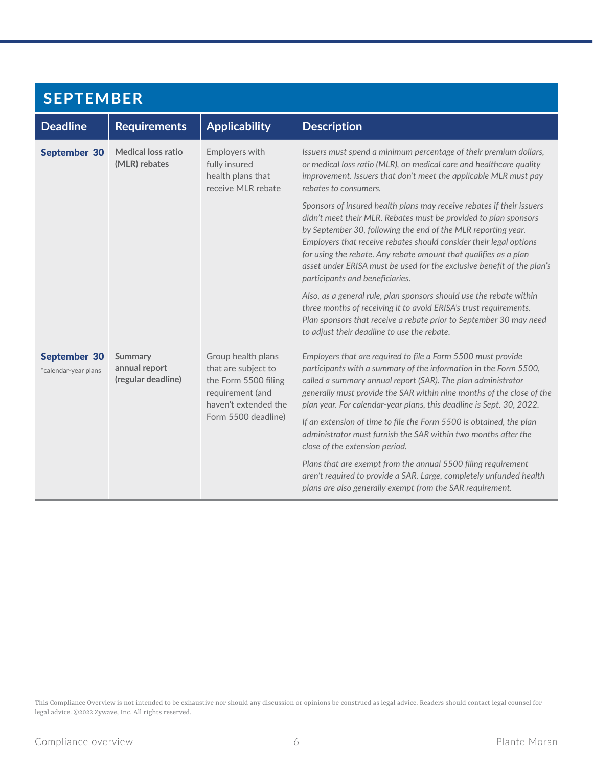## SEPTEMBER

| Deadline | Requirements | Applicability | Description |
|---|---|---|---|
| **September 30** | **Medical loss ratio (MLR) rebates** | Employers with fully insured health plans that receive MLR rebate | *Issuers must spend a minimum percentage of their premium dollars, or medical loss ratio (MLR), on medical care and healthcare quality improvement. Issuers that don't meet the applicable MLR must pay rebates to consumers.*<br><br>*Sponsors of insured health plans may receive rebates if their issuers didn't meet their MLR. Rebates must be provided to plan sponsors by September 30, following the end of the MLR reporting year. Employers that receive rebates should consider their legal options for using the rebate. Any rebate amount that qualifies as a plan asset under ERISA must be used for the exclusive benefit of the plan's participants and beneficiaries.*<br><br>*Also, as a general rule, plan sponsors should use the rebate within three months of receiving it to avoid ERISA's trust requirements. Plan sponsors that receive a rebate prior to September 30 may need to adjust their deadline to use the rebate.* |
| **September 30**<br>*calendar-year plans | **Summary annual report (regular deadline)** | Group health plans that are subject to the Form 5500 filing requirement (and haven't extended the Form 5500 deadline) | *Employers that are required to file a Form 5500 must provide participants with a summary of the information in the Form 5500, called a summary annual report (SAR). The plan administrator generally must provide the SAR within nine months of the close of the plan year. For calendar-year plans, this deadline is Sept. 30, 2022.*<br><br>*If an extension of time to file the Form 5500 is obtained, the plan administrator must furnish the SAR within two months after the close of the extension period.*<br><br>*Plans that are exempt from the annual 5500 filing requirement aren't required to provide a SAR. Large, completely unfunded health plans are also generally exempt from the SAR requirement.* |

This Compliance Overview is not intended to be exhaustive nor should any discussion or opinions be construed as legal advice. Readers should contact legal counsel for legal advice. ©2022 Zywave, Inc. All rights reserved.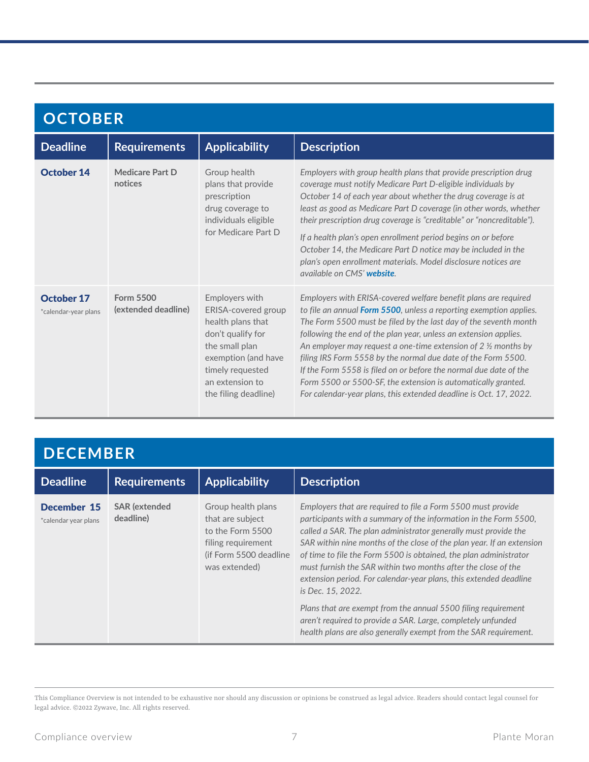## OCTOBER

| Deadline | Requirements | Applicability | Description |
|---|---|---|---|
| **October 14** | **Medicare Part D notices** | Group health plans that provide prescription drug coverage to individuals eligible for Medicare Part D | *Employers with group health plans that provide prescription drug coverage must notify Medicare Part D-eligible individuals by October 14 of each year about whether the drug coverage is at least as good as Medicare Part D coverage (in other words, whether their prescription drug coverage is "creditable" or "noncreditable").* <br><br> *If a health plan's open enrollment period begins on or before October 14, the Medicare Part D notice may be included in the plan's open enrollment materials. Model disclosure notices are available on CMS' **website**.* |
| **October 17** <br> *calendar-year plans | **Form 5500 (extended deadline)** | Employers with ERISA-covered group health plans that don't qualify for the small plan exemption (and have timely requested an extension to the filing deadline) | *Employers with ERISA-covered welfare benefit plans are required to file an annual **Form 5500**, unless a reporting exemption applies. The Form 5500 must be filed by the last day of the seventh month following the end of the plan year, unless an extension applies. An employer may request a one-time extension of 2 ½ months by filing IRS Form 5558 by the normal due date of the Form 5500. If the Form 5558 is filed on or before the normal due date of the Form 5500 or 5500-SF, the extension is automatically granted. For calendar-year plans, this extended deadline is Oct. 17, 2022.* |

## DECEMBER

| Deadline | Requirements | Applicability | Description |
|---|---|---|---|
| **December 15** <br> *calendar year plans | **SAR (extended deadline)** | Group health plans that are subject to the Form 5500 filing requirement (if Form 5500 deadline was extended) | *Employers that are required to file a Form 5500 must provide participants with a summary of the information in the Form 5500, called a SAR. The plan administrator generally must provide the SAR within nine months of the close of the plan year. If an extension of time to file the Form 5500 is obtained, the plan administrator must furnish the SAR within two months after the close of the extension period. For calendar-year plans, this extended deadline is Dec. 15, 2022.* <br><br> *Plans that are exempt from the annual 5500 filing requirement aren't required to provide a SAR. Large, completely unfunded health plans are also generally exempt from the SAR requirement.* |

This Compliance Overview is not intended to be exhaustive nor should any discussion or opinions be construed as legal advice. Readers should contact legal counsel for legal advice. ©2022 Zywave, Inc. All rights reserved.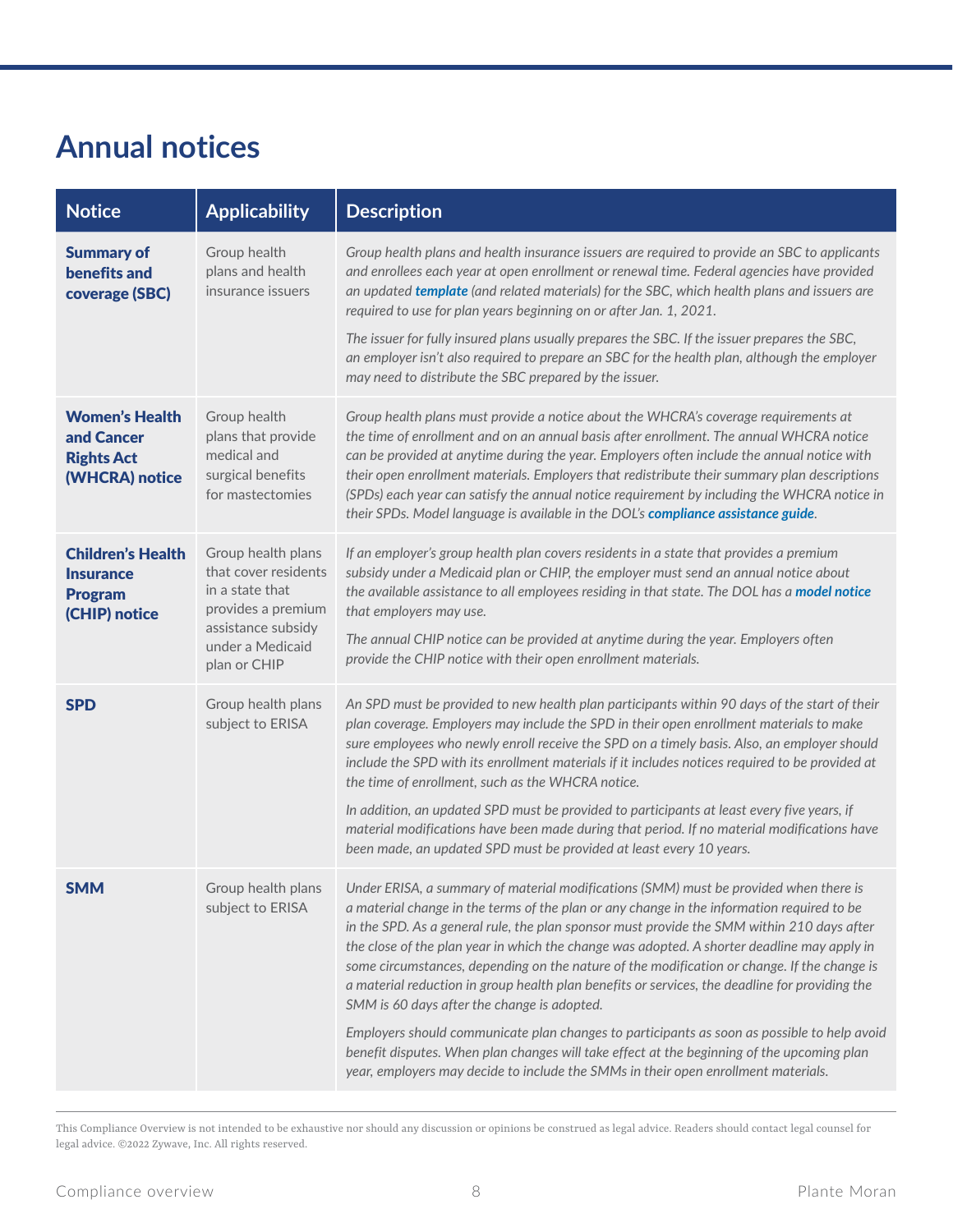## Annual notices

| Notice | Applicability | Description |
|---|---|---|
| **Summary of benefits and coverage (SBC)** | Group health plans and health insurance issuers | *Group health plans and health insurance issuers are required to provide an SBC to applicants and enrollees each year at open enrollment or renewal time. Federal agencies have provided an updated* ***template*** *(and related materials) for the SBC, which health plans and issuers are required to use for plan years beginning on or after Jan. 1, 2021.*<br><br>*The issuer for fully insured plans usually prepares the SBC. If the issuer prepares the SBC, an employer isn't also required to prepare an SBC for the health plan, although the employer may need to distribute the SBC prepared by the issuer.* |
| **Women's Health and Cancer Rights Act (WHCRA) notice** | Group health plans that provide medical and surgical benefits for mastectomies | *Group health plans must provide a notice about the WHCRA's coverage requirements at the time of enrollment and on an annual basis after enrollment. The annual WHCRA notice can be provided at anytime during the year. Employers often include the annual notice with their open enrollment materials. Employers that redistribute their summary plan descriptions (SPDs) each year can satisfy the annual notice requirement by including the WHCRA notice in their SPDs. Model language is available in the DOL's* ***compliance assistance guide****.* |
| **Children's Health Insurance Program (CHIP) notice** | Group health plans that cover residents in a state that provides a premium assistance subsidy under a Medicaid plan or CHIP | *If an employer's group health plan covers residents in a state that provides a premium subsidy under a Medicaid plan or CHIP, the employer must send an annual notice about the available assistance to all employees residing in that state. The DOL has a* ***model notice*** *that employers may use.*<br><br>*The annual CHIP notice can be provided at anytime during the year. Employers often provide the CHIP notice with their open enrollment materials.* |
| **SPD** | Group health plans subject to ERISA | *An SPD must be provided to new health plan participants within 90 days of the start of their plan coverage. Employers may include the SPD in their open enrollment materials to make sure employees who newly enroll receive the SPD on a timely basis. Also, an employer should include the SPD with its enrollment materials if it includes notices required to be provided at the time of enrollment, such as the WHCRA notice.*<br><br>*In addition, an updated SPD must be provided to participants at least every five years, if material modifications have been made during that period. If no material modifications have been made, an updated SPD must be provided at least every 10 years.* |
| **SMM** | Group health plans subject to ERISA | *Under ERISA, a summary of material modifications (SMM) must be provided when there is a material change in the terms of the plan or any change in the information required to be in the SPD. As a general rule, the plan sponsor must provide the SMM within 210 days after the close of the plan year in which the change was adopted. A shorter deadline may apply in some circumstances, depending on the nature of the modification or change. If the change is a material reduction in group health plan benefits or services, the deadline for providing the SMM is 60 days after the change is adopted.*<br><br>*Employers should communicate plan changes to participants as soon as possible to help avoid benefit disputes. When plan changes will take effect at the beginning of the upcoming plan year, employers may decide to include the SMMs in their open enrollment materials.* |

This Compliance Overview is not intended to be exhaustive nor should any discussion or opinions be construed as legal advice. Readers should contact legal counsel for legal advice. ©2022 Zywave, Inc. All rights reserved.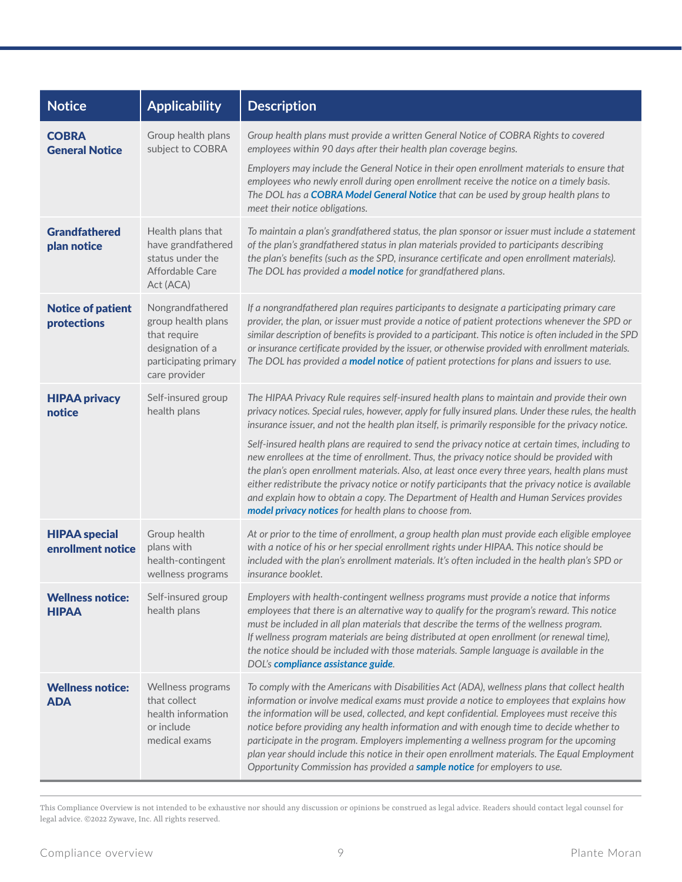| Notice | Applicability | Description |
|---|---|---|
| **COBRA General Notice** | Group health plans subject to COBRA | *Group health plans must provide a written General Notice of COBRA Rights to covered employees within 90 days after their health plan coverage begins.* *Employers may include the General Notice in their open enrollment materials to ensure that employees who newly enroll during open enrollment receive the notice on a timely basis. The DOL has a* ***COBRA Model General Notice*** *that can be used by group health plans to meet their notice obligations.* |
| **Grandfathered plan notice** | Health plans that have grandfathered status under the Affordable Care Act (ACA) | *To maintain a plan's grandfathered status, the plan sponsor or issuer must include a statement of the plan's grandfathered status in plan materials provided to participants describing the plan's benefits (such as the SPD, insurance certificate and open enrollment materials). The DOL has provided a* ***model notice*** *for grandfathered plans.* |
| **Notice of patient protections** | Nongrandfathered group health plans that require designation of a participating primary care provider | *If a nongrandfathered plan requires participants to designate a participating primary care provider, the plan, or issuer must provide a notice of patient protections whenever the SPD or similar description of benefits is provided to a participant. This notice is often included in the SPD or insurance certificate provided by the issuer, or otherwise provided with enrollment materials. The DOL has provided a* ***model notice*** *of patient protections for plans and issuers to use.* |
| **HIPAA privacy notice** | Self-insured group health plans | *The HIPAA Privacy Rule requires self-insured health plans to maintain and provide their own privacy notices. Special rules, however, apply for fully insured plans. Under these rules, the health insurance issuer, and not the health plan itself, is primarily responsible for the privacy notice.* *Self-insured health plans are required to send the privacy notice at certain times, including to new enrollees at the time of enrollment. Thus, the privacy notice should be provided with the plan's open enrollment materials. Also, at least once every three years, health plans must either redistribute the privacy notice or notify participants that the privacy notice is available and explain how to obtain a copy. The Department of Health and Human Services provides* ***model privacy notices*** *for health plans to choose from.* |
| **HIPAA special enrollment notice** | Group health plans with health-contingent wellness programs | *At or prior to the time of enrollment, a group health plan must provide each eligible employee with a notice of his or her special enrollment rights under HIPAA. This notice should be included with the plan's enrollment materials. It's often included in the health plan's SPD or insurance booklet.* |
| **Wellness notice: HIPAA** | Self-insured group health plans | *Employers with health-contingent wellness programs must provide a notice that informs employees that there is an alternative way to qualify for the program's reward. This notice must be included in all plan materials that describe the terms of the wellness program. If wellness program materials are being distributed at open enrollment (or renewal time), the notice should be included with those materials. Sample language is available in the DOL's* ***compliance assistance guide****.* |
| **Wellness notice: ADA** | Wellness programs that collect health information or include medical exams | *To comply with the Americans with Disabilities Act (ADA), wellness plans that collect health information or involve medical exams must provide a notice to employees that explains how the information will be used, collected, and kept confidential. Employees must receive this notice before providing any health information and with enough time to decide whether to participate in the program. Employers implementing a wellness program for the upcoming plan year should include this notice in their open enrollment materials. The Equal Employment Opportunity Commission has provided a* ***sample notice*** *for employers to use.* |

This Compliance Overview is not intended to be exhaustive nor should any discussion or opinions be construed as legal advice. Readers should contact legal counsel for legal advice. ©2022 Zywave, Inc. All rights reserved.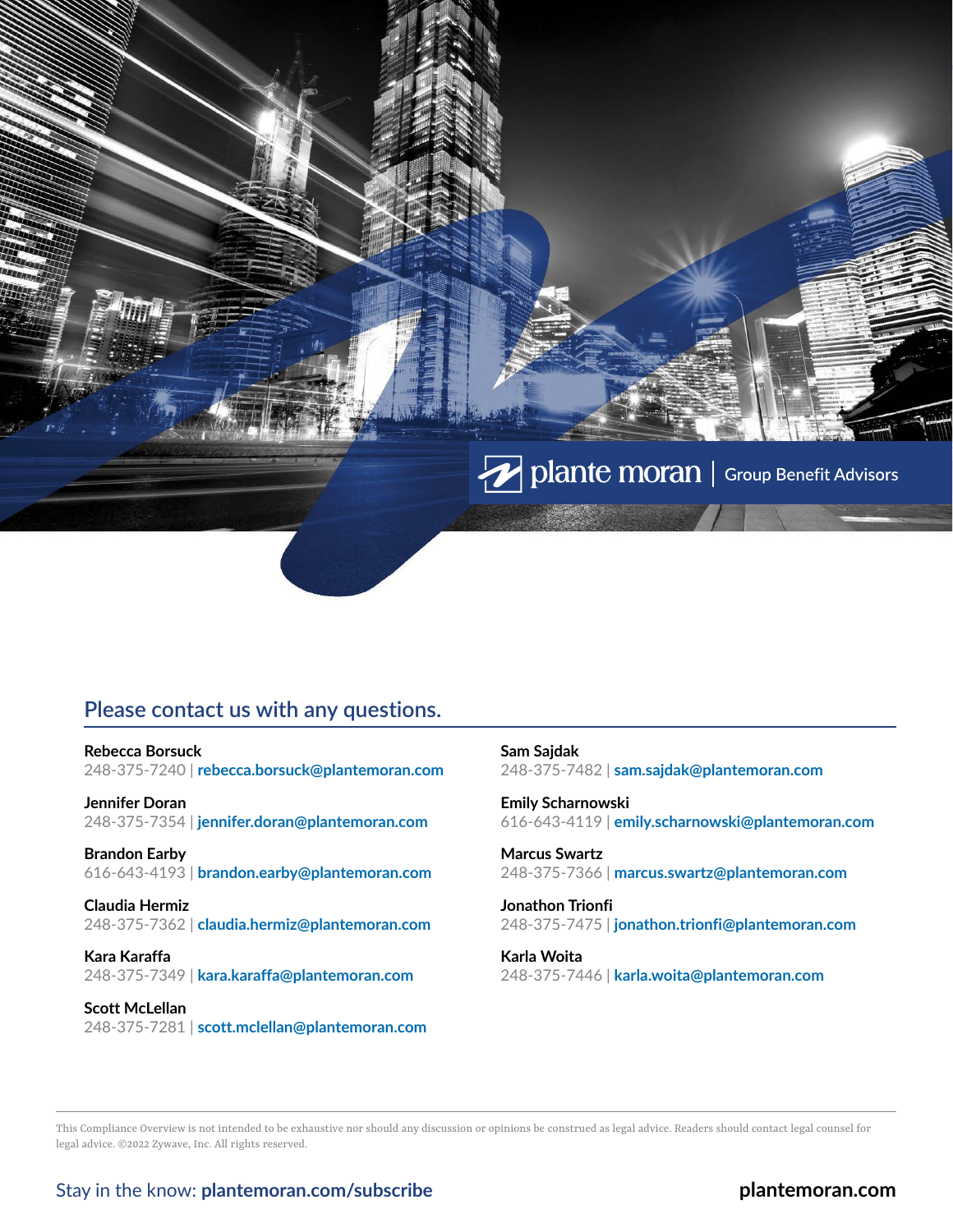plante moran | Group Benefit Advisors

## Please contact us with any questions.

**Rebecca Borsuck**
248-375-7240 | **rebecca.borsuck@plantemoran.com**

**Jennifer Doran**
248-375-7354 | **jennifer.doran@plantemoran.com**

**Brandon Earby**
616-643-4193 | **brandon.earby@plantemoran.com**

**Claudia Hermiz**
248-375-7362 | **claudia.hermiz@plantemoran.com**

**Kara Karaffa**
248-375-7349 | **kara.karaffa@plantemoran.com**

**Scott McLellan**
248-375-7281 | **scott.mclellan@plantemoran.com**

**Sam Sajdak**
248-375-7482 | **sam.sajdak@plantemoran.com**

**Emily Scharnowski**
616-643-4119 | **emily.scharnowski@plantemoran.com**

**Marcus Swartz**
248-375-7366 | **marcus.swartz@plantemoran.com**

**Jonathon Trionfi**
248-375-7475 | **jonathon.trionfi@plantemoran.com**

**Karla Woita**
248-375-7446 | **karla.woita@plantemoran.com**

This Compliance Overview is not intended to be exhaustive nor should any discussion or opinions be construed as legal advice. Readers should contact legal counsel for legal advice. ©2022 Zywave, Inc. All rights reserved.

Stay in the know: **plantemoran.com/subscribe**

**plantemoran.com**